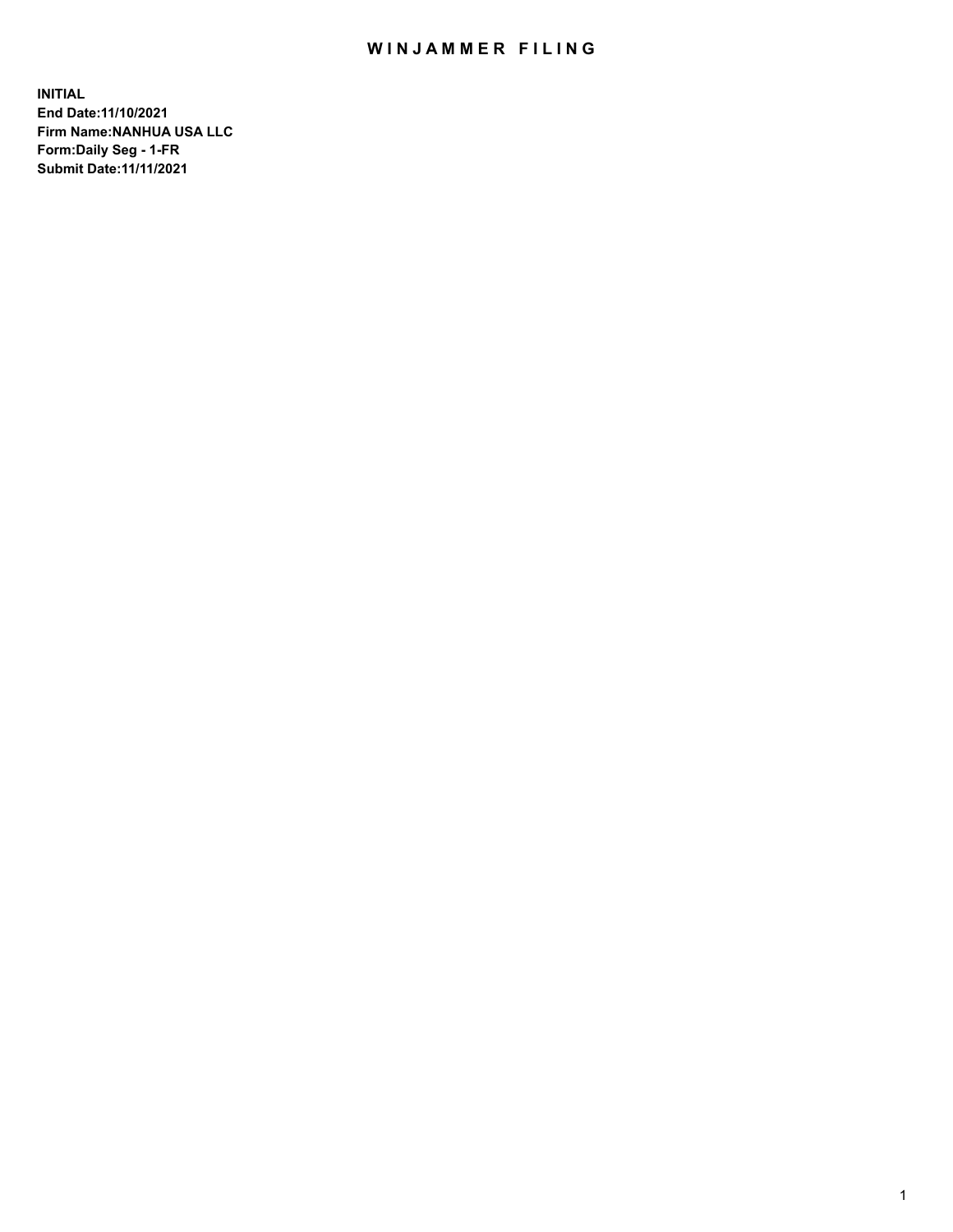# WINJAMMER FILING

**INITIAL**
**End Date:11/10/2021**
**Firm Name:NANHUA USA LLC**
**Form:Daily Seg - 1-FR**
**Submit Date:11/11/2021**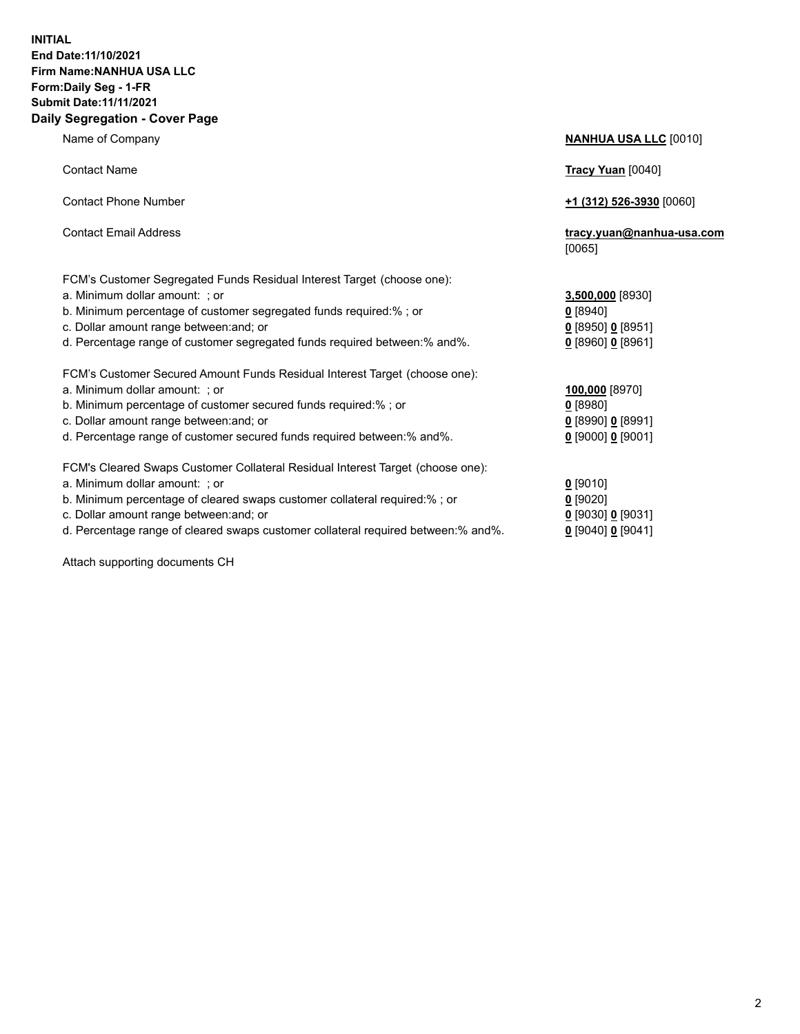**INITIAL**
**End Date:11/10/2021**
**Firm Name:NANHUA USA LLC**
**Form:Daily Seg - 1-FR**
**Submit Date:11/11/2021**

## Daily Segregation - Cover Page

| | |
|---|---|
| Name of Company | **NANHUA USA LLC** [0010] |
| Contact Name | **Tracy Yuan** [0040] |
| Contact Phone Number | **+1 (312) 526-3930** [0060] |
| Contact Email Address | **tracy.yuan@nanhua-usa.com** [0065] |
| FCM's Customer Segregated Funds Residual Interest Target (choose one): | |
| a. Minimum dollar amount: ; or | **3,500,000** [8930] |
| b. Minimum percentage of customer segregated funds required:% ; or | **0** [8940] |
| c. Dollar amount range between:and; or | **0** [8950] **0** [8951] |
| d. Percentage range of customer segregated funds required between:% and%. | **0** [8960] **0** [8961] |
| FCM's Customer Secured Amount Funds Residual Interest Target (choose one): | |
| a. Minimum dollar amount: ; or | **100,000** [8970] |
| b. Minimum percentage of customer secured funds required:% ; or | **0** [8980] |
| c. Dollar amount range between:and; or | **0** [8990] **0** [8991] |
| d. Percentage range of customer secured funds required between:% and%. | **0** [9000] **0** [9001] |
| FCM's Cleared Swaps Customer Collateral Residual Interest Target (choose one): | |
| a. Minimum dollar amount: ; or | **0** [9010] |
| b. Minimum percentage of cleared swaps customer collateral required:% ; or | **0** [9020] |
| c. Dollar amount range between:and; or | **0** [9030] **0** [9031] |
| d. Percentage range of cleared swaps customer collateral required between:% and%. | **0** [9040] **0** [9041] |

Attach supporting documents CH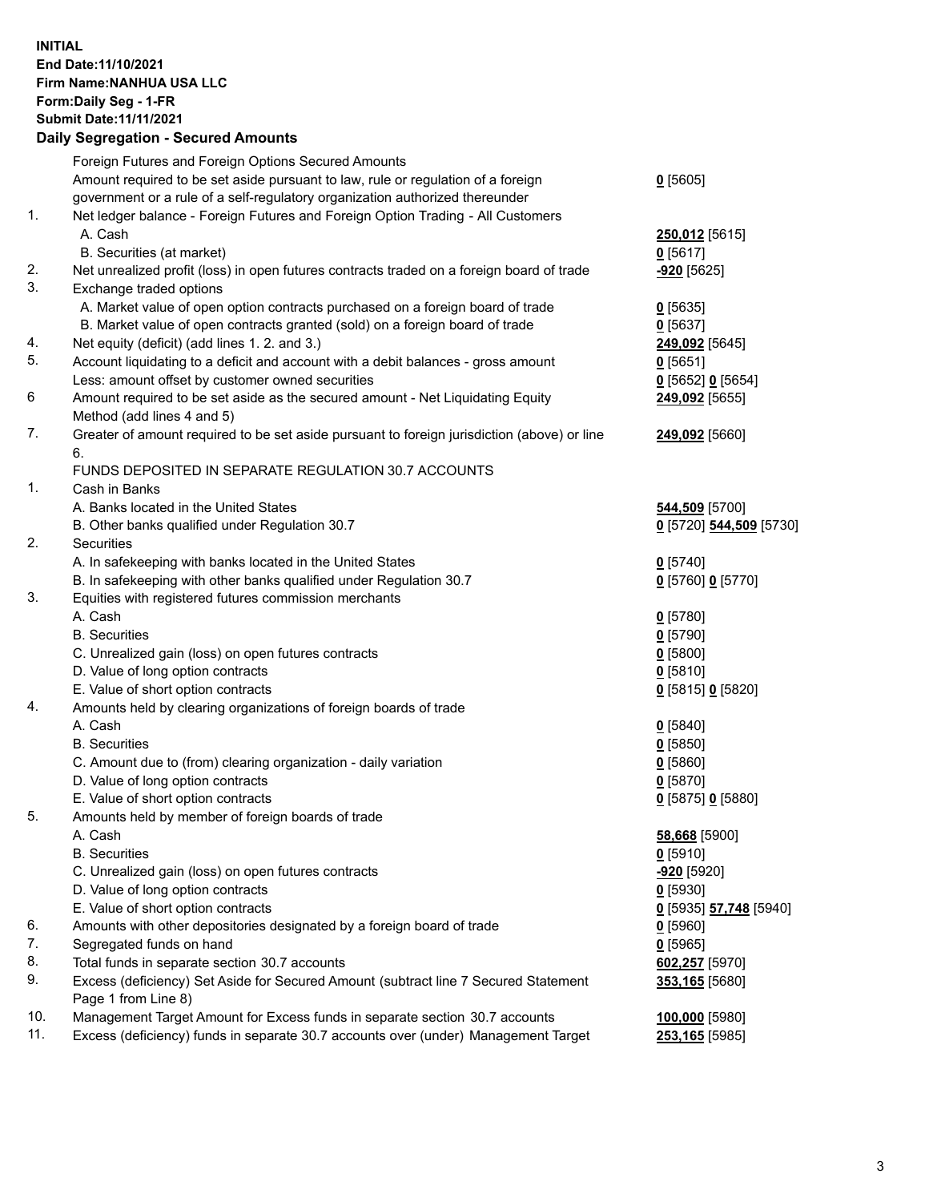**INITIAL**
**End Date:11/10/2021**
**Firm Name:NANHUA USA LLC**
**Form:Daily Seg - 1-FR**
**Submit Date:11/11/2021**

## Daily Segregation - Secured Amounts

| | | |
|---|---|---|
| | Foreign Futures and Foreign Options Secured Amounts | |
| | Amount required to be set aside pursuant to law, rule or regulation of a foreign government or a rule of a self-regulatory organization authorized thereunder | **0** [5605] |
| 1. | Net ledger balance - Foreign Futures and Foreign Option Trading - All Customers | |
| | A. Cash | **250,012** [5615] |
| | B. Securities (at market) | **0** [5617] |
| 2. | Net unrealized profit (loss) in open futures contracts traded on a foreign board of trade | **-920** [5625] |
| 3. | Exchange traded options | |
| | A. Market value of open option contracts purchased on a foreign board of trade | **0** [5635] |
| | B. Market value of open contracts granted (sold) on a foreign board of trade | **0** [5637] |
| 4. | Net equity (deficit) (add lines 1. 2. and 3.) | **249,092** [5645] |
| 5. | Account liquidating to a deficit and account with a debit balances - gross amount | **0** [5651] |
| | Less: amount offset by customer owned securities | **0** [5652] **0** [5654] |
| 6 | Amount required to be set aside as the secured amount - Net Liquidating Equity Method (add lines 4 and 5) | **249,092** [5655] |
| 7. | Greater of amount required to be set aside pursuant to foreign jurisdiction (above) or line 6. | **249,092** [5660] |
| | FUNDS DEPOSITED IN SEPARATE REGULATION 30.7 ACCOUNTS | |
| 1. | Cash in Banks | |
| | A. Banks located in the United States | **544,509** [5700] |
| | B. Other banks qualified under Regulation 30.7 | **0** [5720] **544,509** [5730] |
| 2. | Securities | |
| | A. In safekeeping with banks located in the United States | **0** [5740] |
| | B. In safekeeping with other banks qualified under Regulation 30.7 | **0** [5760] **0** [5770] |
| 3. | Equities with registered futures commission merchants | |
| | A. Cash | **0** [5780] |
| | B. Securities | **0** [5790] |
| | C. Unrealized gain (loss) on open futures contracts | **0** [5800] |
| | D. Value of long option contracts | **0** [5810] |
| | E. Value of short option contracts | **0** [5815] **0** [5820] |
| 4. | Amounts held by clearing organizations of foreign boards of trade | |
| | A. Cash | **0** [5840] |
| | B. Securities | **0** [5850] |
| | C. Amount due to (from) clearing organization - daily variation | **0** [5860] |
| | D. Value of long option contracts | **0** [5870] |
| | E. Value of short option contracts | **0** [5875] **0** [5880] |
| 5. | Amounts held by member of foreign boards of trade | |
| | A. Cash | **58,668** [5900] |
| | B. Securities | **0** [5910] |
| | C. Unrealized gain (loss) on open futures contracts | **-920** [5920] |
| | D. Value of long option contracts | **0** [5930] |
| | E. Value of short option contracts | **0** [5935] **57,748** [5940] |
| 6. | Amounts with other depositories designated by a foreign board of trade | **0** [5960] |
| 7. | Segregated funds on hand | **0** [5965] |
| 8. | Total funds in separate section 30.7 accounts | **602,257** [5970] |
| 9. | Excess (deficiency) Set Aside for Secured Amount (subtract line 7 Secured Statement Page 1 from Line 8) | **353,165** [5680] |
| 10. | Management Target Amount for Excess funds in separate section 30.7 accounts | **100,000** [5980] |
| 11. | Excess (deficiency) funds in separate 30.7 accounts over (under) Management Target | **253,165** [5985] |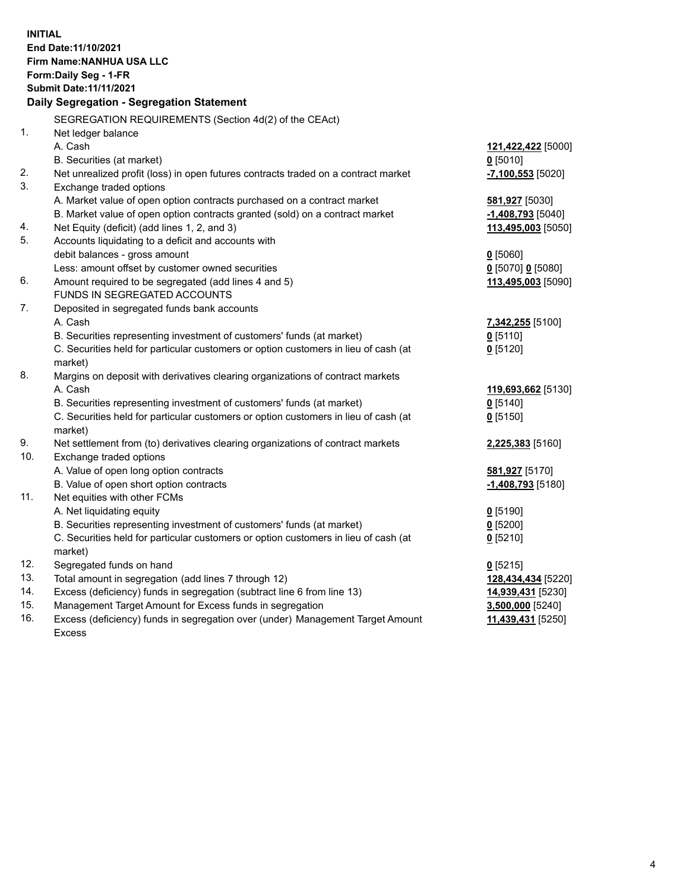**INITIAL**
**End Date:11/10/2021**
**Firm Name:NANHUA USA LLC**
**Form:Daily Seg - 1-FR**
**Submit Date:11/11/2021**

**Daily Segregation - Segregation Statement**

| | | |
|---|---|---|
| | SEGREGATION REQUIREMENTS (Section 4d(2) of the CEAct) | |
| 1. | Net ledger balance | |
| | A. Cash | **121,422,422** [5000] |
| | B. Securities (at market) | **0** [5010] |
| 2. | Net unrealized profit (loss) in open futures contracts traded on a contract market | **-7,100,553** [5020] |
| 3. | Exchange traded options | |
| | A. Market value of open option contracts purchased on a contract market | **581,927** [5030] |
| | B. Market value of open option contracts granted (sold) on a contract market | **-1,408,793** [5040] |
| 4. | Net Equity (deficit) (add lines 1, 2, and 3) | **113,495,003** [5050] |
| 5. | Accounts liquidating to a deficit and accounts with debit balances - gross amount | **0** [5060] |
| | Less: amount offset by customer owned securities | **0** [5070] **0** [5080] |
| 6. | Amount required to be segregated (add lines 4 and 5) | **113,495,003** [5090] |
| | FUNDS IN SEGREGATED ACCOUNTS | |
| 7. | Deposited in segregated funds bank accounts | |
| | A. Cash | **7,342,255** [5100] |
| | B. Securities representing investment of customers' funds (at market) | **0** [5110] |
| | C. Securities held for particular customers or option customers in lieu of cash (at market) | **0** [5120] |
| 8. | Margins on deposit with derivatives clearing organizations of contract markets | |
| | A. Cash | **119,693,662** [5130] |
| | B. Securities representing investment of customers' funds (at market) | **0** [5140] |
| | C. Securities held for particular customers or option customers in lieu of cash (at market) | **0** [5150] |
| 9. | Net settlement from (to) derivatives clearing organizations of contract markets | **2,225,383** [5160] |
| 10. | Exchange traded options | |
| | A. Value of open long option contracts | **581,927** [5170] |
| | B. Value of open short option contracts | **-1,408,793** [5180] |
| 11. | Net equities with other FCMs | |
| | A. Net liquidating equity | **0** [5190] |
| | B. Securities representing investment of customers' funds (at market) | **0** [5200] |
| | C. Securities held for particular customers or option customers in lieu of cash (at market) | **0** [5210] |
| 12. | Segregated funds on hand | **0** [5215] |
| 13. | Total amount in segregation (add lines 7 through 12) | **128,434,434** [5220] |
| 14. | Excess (deficiency) funds in segregation (subtract line 6 from line 13) | **14,939,431** [5230] |
| 15. | Management Target Amount for Excess funds in segregation | **3,500,000** [5240] |
| 16. | Excess (deficiency) funds in segregation over (under) Management Target Amount Excess | **11,439,431** [5250] |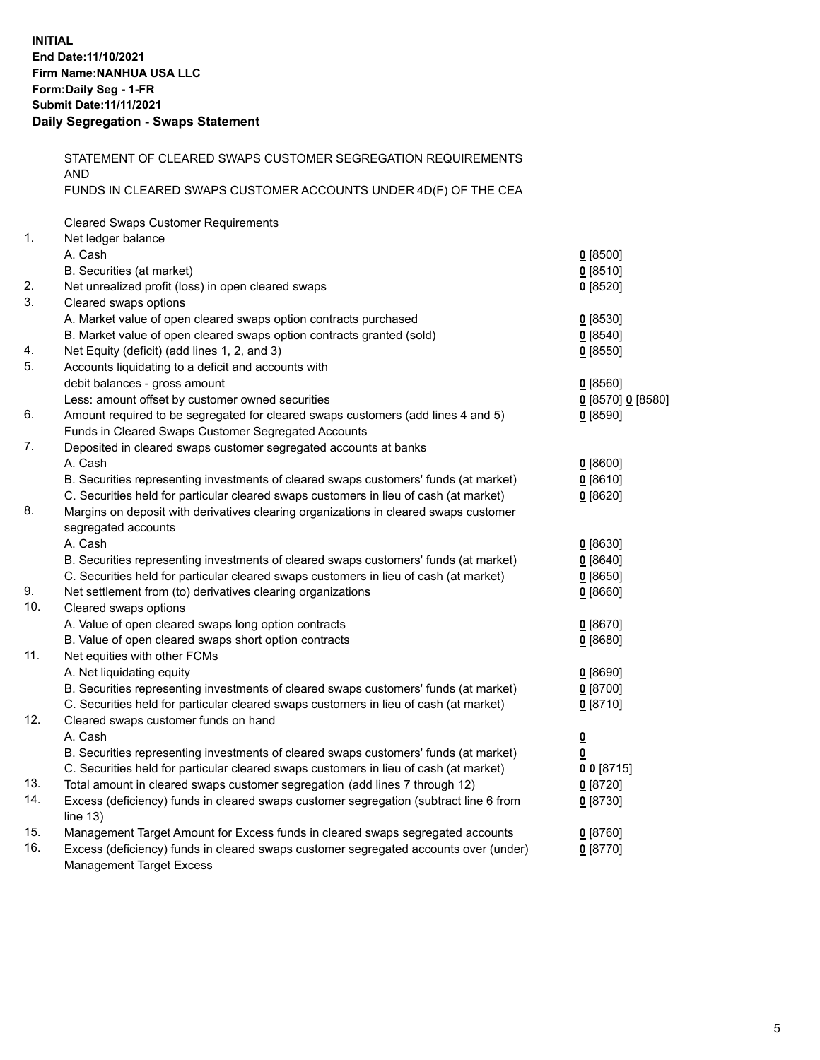**INITIAL**
**End Date:11/10/2021**
**Firm Name:NANHUA USA LLC**
**Form:Daily Seg - 1-FR**
**Submit Date:11/11/2021**
**Daily Segregation - Swaps Statement**

STATEMENT OF CLEARED SWAPS CUSTOMER SEGREGATION REQUIREMENTS AND FUNDS IN CLEARED SWAPS CUSTOMER ACCOUNTS UNDER 4D(F) OF THE CEA

| | | |
|---|---|---|
| | Cleared Swaps Customer Requirements | |
| 1. | Net ledger balance | |
| | A. Cash | 0 [8500] |
| | B. Securities (at market) | 0 [8510] |
| 2. | Net unrealized profit (loss) in open cleared swaps | 0 [8520] |
| 3. | Cleared swaps options | |
| | A. Market value of open cleared swaps option contracts purchased | 0 [8530] |
| | B. Market value of open cleared swaps option contracts granted (sold) | 0 [8540] |
| 4. | Net Equity (deficit) (add lines 1, 2, and 3) | 0 [8550] |
| 5. | Accounts liquidating to a deficit and accounts with debit balances - gross amount | 0 [8560] |
| | Less: amount offset by customer owned securities | 0 [8570] 0 [8580] |
| 6. | Amount required to be segregated for cleared swaps customers (add lines 4 and 5) | 0 [8590] |
| | Funds in Cleared Swaps Customer Segregated Accounts | |
| 7. | Deposited in cleared swaps customer segregated accounts at banks | |
| | A. Cash | 0 [8600] |
| | B. Securities representing investments of cleared swaps customers' funds (at market) | 0 [8610] |
| | C. Securities held for particular cleared swaps customers in lieu of cash (at market) | 0 [8620] |
| 8. | Margins on deposit with derivatives clearing organizations in cleared swaps customer segregated accounts | |
| | A. Cash | 0 [8630] |
| | B. Securities representing investments of cleared swaps customers' funds (at market) | 0 [8640] |
| | C. Securities held for particular cleared swaps customers in lieu of cash (at market) | 0 [8650] |
| 9. | Net settlement from (to) derivatives clearing organizations | 0 [8660] |
| 10. | Cleared swaps options | |
| | A. Value of open cleared swaps long option contracts | 0 [8670] |
| | B. Value of open cleared swaps short option contracts | 0 [8680] |
| 11. | Net equities with other FCMs | |
| | A. Net liquidating equity | 0 [8690] |
| | B. Securities representing investments of cleared swaps customers' funds (at market) | 0 [8700] |
| | C. Securities held for particular cleared swaps customers in lieu of cash (at market) | 0 [8710] |
| 12. | Cleared swaps customer funds on hand | |
| | A. Cash | 0 |
| | B. Securities representing investments of cleared swaps customers' funds (at market) | 0 |
| | C. Securities held for particular cleared swaps customers in lieu of cash (at market) | 0 0 [8715] |
| 13. | Total amount in cleared swaps customer segregation (add lines 7 through 12) | 0 [8720] |
| 14. | Excess (deficiency) funds in cleared swaps customer segregation (subtract line 6 from line 13) | 0 [8730] |
| 15. | Management Target Amount for Excess funds in cleared swaps segregated accounts | 0 [8760] |
| 16. | Excess (deficiency) funds in cleared swaps customer segregated accounts over (under) Management Target Excess | 0 [8770] |